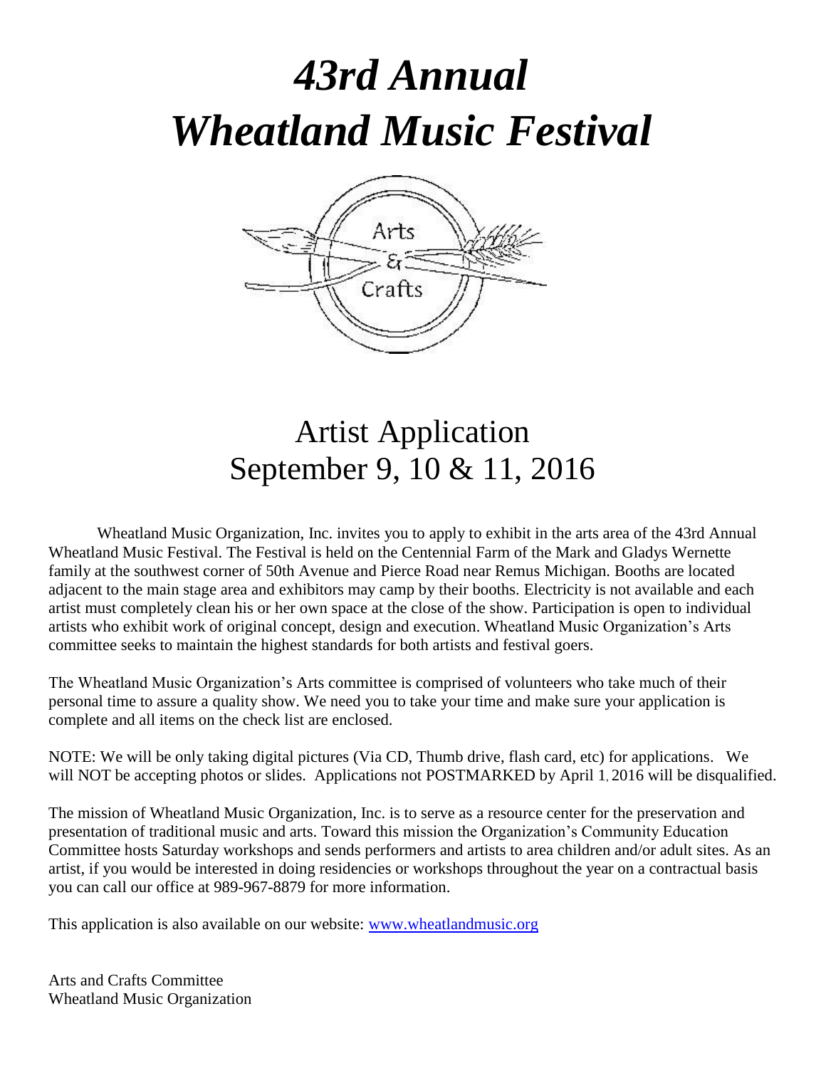# *43rd Annual*
# *Wheatland Music Festival*

## Artist Application
## September 9, 10 & 11, 2016

Wheatland Music Organization, Inc. invites you to apply to exhibit in the arts area of the 43rd Annual Wheatland Music Festival. The Festival is held on the Centennial Farm of the Mark and Gladys Wernette family at the southwest corner of 50th Avenue and Pierce Road near Remus Michigan. Booths are located adjacent to the main stage area and exhibitors may camp by their booths. Electricity is not available and each artist must completely clean his or her own space at the close of the show. Participation is open to individual artists who exhibit work of original concept, design and execution. Wheatland Music Organization's Arts committee seeks to maintain the highest standards for both artists and festival goers.

The Wheatland Music Organization's Arts committee is comprised of volunteers who take much of their personal time to assure a quality show. We need you to take your time and make sure your application is complete and all items on the check list are enclosed.

NOTE: We will be only taking digital pictures (Via CD, Thumb drive, flash card, etc) for applications. We will NOT be accepting photos or slides. Applications not POSTMARKED by April 1, 2016 will be disqualified.

The mission of Wheatland Music Organization, Inc. is to serve as a resource center for the preservation and presentation of traditional music and arts. Toward this mission the Organization's Community Education Committee hosts Saturday workshops and sends performers and artists to area children and/or adult sites. As an artist, if you would be interested in doing residencies or workshops throughout the year on a contractual basis you can call our office at 989-967-8879 for more information.

This application is also available on our website: www.wheatlandmusic.org

Arts and Crafts Committee
Wheatland Music Organization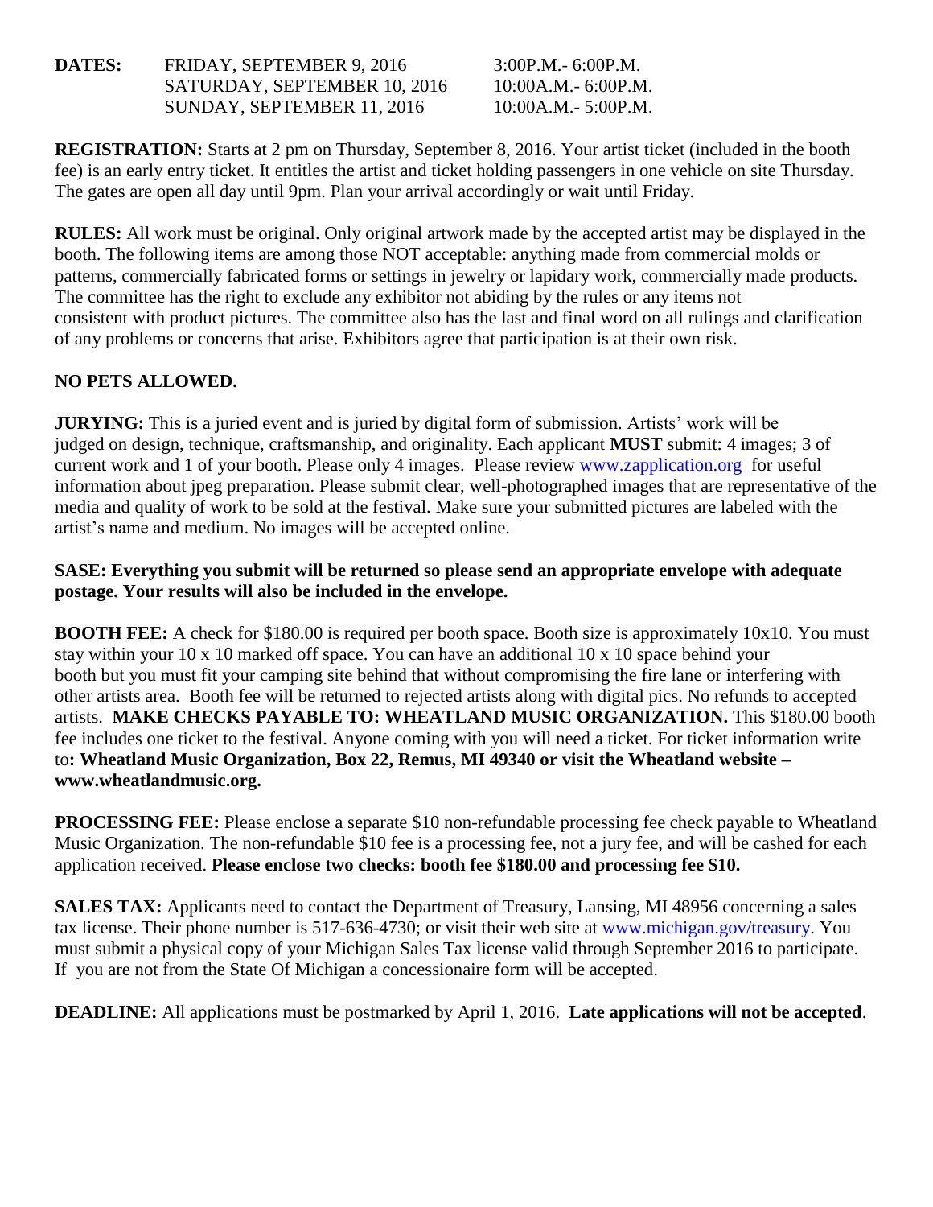**DATES:** FRIDAY, SEPTEMBER 9, 2016 3:00P.M.- 6:00P.M.
SATURDAY, SEPTEMBER 10, 2016 10:00A.M.- 6:00P.M.
SUNDAY, SEPTEMBER 11, 2016 10:00A.M.- 5:00P.M.

**REGISTRATION:** Starts at 2 pm on Thursday, September 8, 2016. Your artist ticket (included in the booth fee) is an early entry ticket. It entitles the artist and ticket holding passengers in one vehicle on site Thursday. The gates are open all day until 9pm. Plan your arrival accordingly or wait until Friday.

**RULES:** All work must be original. Only original artwork made by the accepted artist may be displayed in the booth. The following items are among those NOT acceptable: anything made from commercial molds or patterns, commercially fabricated forms or settings in jewelry or lapidary work, commercially made products. The committee has the right to exclude any exhibitor not abiding by the rules or any items not consistent with product pictures. The committee also has the last and final word on all rulings and clarification of any problems or concerns that arise. Exhibitors agree that participation is at their own risk.

**NO PETS ALLOWED.**

**JURYING:** This is a juried event and is juried by digital form of submission. Artists' work will be judged on design, technique, craftsmanship, and originality. Each applicant **MUST** submit: 4 images; 3 of current work and 1 of your booth. Please only 4 images. Please review www.zapplication.org for useful information about jpeg preparation. Please submit clear, well-photographed images that are representative of the media and quality of work to be sold at the festival. Make sure your submitted pictures are labeled with the artist's name and medium. No images will be accepted online.

**SASE: Everything you submit will be returned so please send an appropriate envelope with adequate postage. Your results will also be included in the envelope.**

**BOOTH FEE:** A check for $180.00 is required per booth space. Booth size is approximately 10x10. You must stay within your 10 x 10 marked off space. You can have an additional 10 x 10 space behind your booth but you must fit your camping site behind that without compromising the fire lane or interfering with other artists area. Booth fee will be returned to rejected artists along with digital pics. No refunds to accepted artists. **MAKE CHECKS PAYABLE TO: WHEATLAND MUSIC ORGANIZATION.** This $180.00 booth fee includes one ticket to the festival. Anyone coming with you will need a ticket. For ticket information write to**: Wheatland Music Organization, Box 22, Remus, MI 49340 or visit the Wheatland website – www.wheatlandmusic.org.**

**PROCESSING FEE:** Please enclose a separate $10 non-refundable processing fee check payable to Wheatland Music Organization. The non-refundable $10 fee is a processing fee, not a jury fee, and will be cashed for each application received. **Please enclose two checks: booth fee $180.00 and processing fee $10.**

**SALES TAX:** Applicants need to contact the Department of Treasury, Lansing, MI 48956 concerning a sales tax license. Their phone number is 517-636-4730; or visit their web site at www.michigan.gov/treasury. You must submit a physical copy of your Michigan Sales Tax license valid through September 2016 to participate. If you are not from the State Of Michigan a concessionaire form will be accepted.

**DEADLINE:** All applications must be postmarked by April 1, 2016. **Late applications will not be accepted**.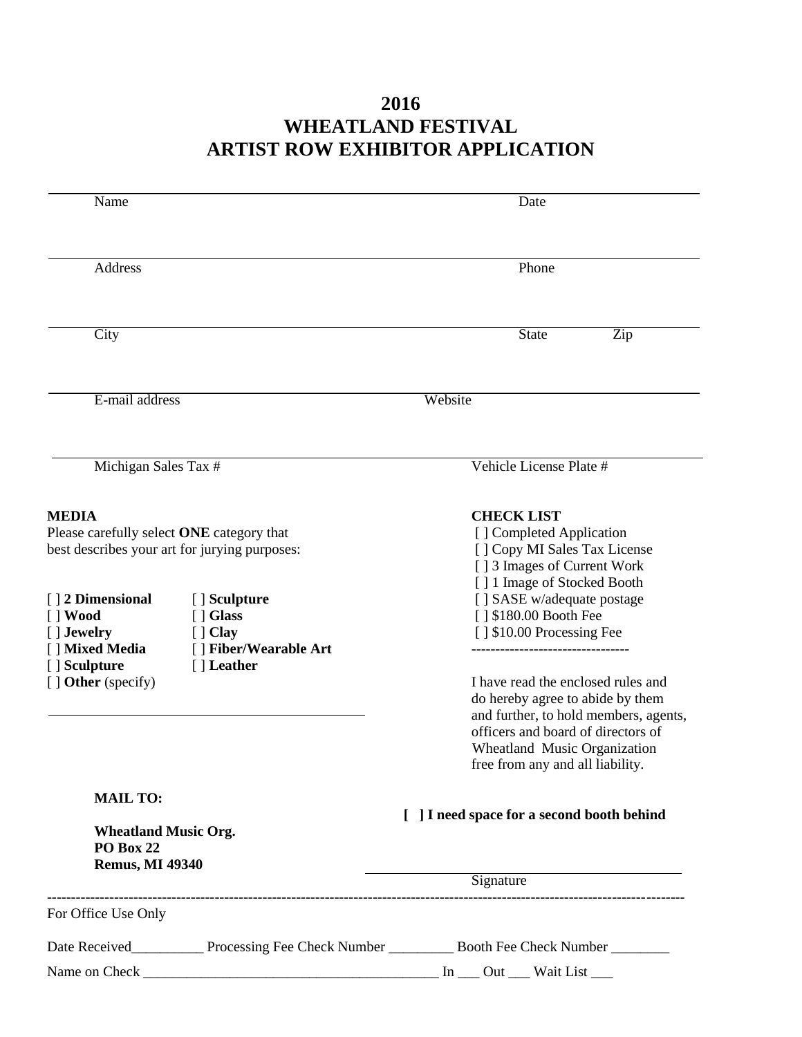# 2016
# WHEATLAND FESTIVAL
# ARTIST ROW EXHIBITOR APPLICATION

Name Date

Address Phone

City State Zip

E-mail address Website

Michigan Sales Tax # Vehicle License Plate #

**MEDIA**

Please carefully select **ONE** category that best describes your art for jurying purposes:

[ ] **2 Dimensional**
[ ] **Wood**
[ ] **Jewelry**
[ ] **Mixed Media**
[ ] **Sculpture**
[ ] **Other** (specify)

[ ] **Sculpture**
[ ] **Glass**
[ ] **Clay**
[ ] **Fiber/Wearable Art**
[ ] **Leather**

______________________________

**CHECK LIST**

[ ] Completed Application
[ ] Copy MI Sales Tax License
[ ] 3 Images of Current Work
[ ] 1 Image of Stocked Booth
[ ] SASE w/adequate postage
[ ] $180.00 Booth Fee
[ ] $10.00 Processing Fee

--------------------------------

I have read the enclosed rules and do hereby agree to abide by them and further, to hold members, agents, officers and board of directors of Wheatland Music Organization free from any and all liability.

**MAIL TO:**

**Wheatland Music Org.**
**PO Box 22**
**Remus, MI 49340**

**[ ] I need space for a second booth behind**

______________________________
Signature

------------------------------------------------------------------------------------------------------------------------------------

For Office Use Only

Date Received__________ Processing Fee Check Number _________ Booth Fee Check Number ________

Name on Check _________________________________________ In ___ Out ___ Wait List ___